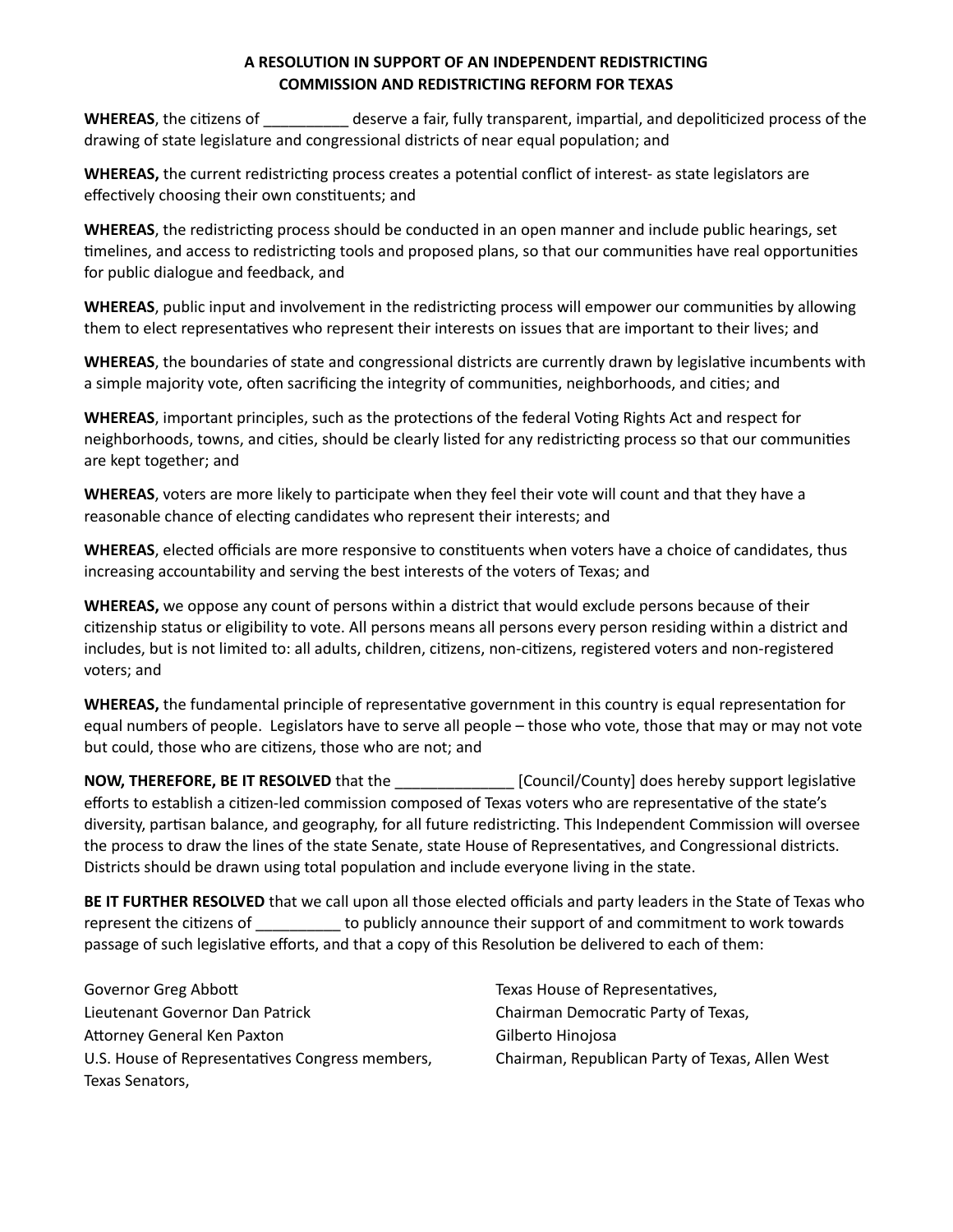**A RESOLUTION IN SUPPORT OF AN INDEPENDENT REDISTRICTING COMMISSION AND REDISTRICTING REFORM FOR TEXAS**

**WHEREAS**, the citizens of __________ deserve a fair, fully transparent, impartial, and depoliticized process of the drawing of state legislature and congressional districts of near equal population; and

**WHEREAS,** the current redistricting process creates a potential conflict of interest- as state legislators are effectively choosing their own constituents; and

**WHEREAS**, the redistricting process should be conducted in an open manner and include public hearings, set timelines, and access to redistricting tools and proposed plans, so that our communities have real opportunities for public dialogue and feedback, and

**WHEREAS**, public input and involvement in the redistricting process will empower our communities by allowing them to elect representatives who represent their interests on issues that are important to their lives; and

**WHEREAS**, the boundaries of state and congressional districts are currently drawn by legislative incumbents with a simple majority vote, often sacrificing the integrity of communities, neighborhoods, and cities; and

**WHEREAS**, important principles, such as the protections of the federal Voting Rights Act and respect for neighborhoods, towns, and cities, should be clearly listed for any redistricting process so that our communities are kept together; and

**WHEREAS**, voters are more likely to participate when they feel their vote will count and that they have a reasonable chance of electing candidates who represent their interests; and

**WHEREAS**, elected officials are more responsive to constituents when voters have a choice of candidates, thus increasing accountability and serving the best interests of the voters of Texas; and

**WHEREAS,** we oppose any count of persons within a district that would exclude persons because of their citizenship status or eligibility to vote. All persons means all persons every person residing within a district and includes, but is not limited to: all adults, children, citizens, non-citizens, registered voters and non-registered voters; and

**WHEREAS,** the fundamental principle of representative government in this country is equal representation for equal numbers of people. Legislators have to serve all people – those who vote, those that may or may not vote but could, those who are citizens, those who are not; and

**NOW, THEREFORE, BE IT RESOLVED** that the ______________ [Council/County] does hereby support legislative efforts to establish a citizen-led commission composed of Texas voters who are representative of the state's diversity, partisan balance, and geography, for all future redistricting. This Independent Commission will oversee the process to draw the lines of the state Senate, state House of Representatives, and Congressional districts. Districts should be drawn using total population and include everyone living in the state.

**BE IT FURTHER RESOLVED** that we call upon all those elected officials and party leaders in the State of Texas who represent the citizens of __________ to publicly announce their support of and commitment to work towards passage of such legislative efforts, and that a copy of this Resolution be delivered to each of them:

Governor Greg Abbott
Lieutenant Governor Dan Patrick
Attorney General Ken Paxton
U.S. House of Representatives Congress members,
Texas Senators,
Texas House of Representatives,
Chairman Democratic Party of Texas,
Gilberto Hinojosa
Chairman, Republican Party of Texas, Allen West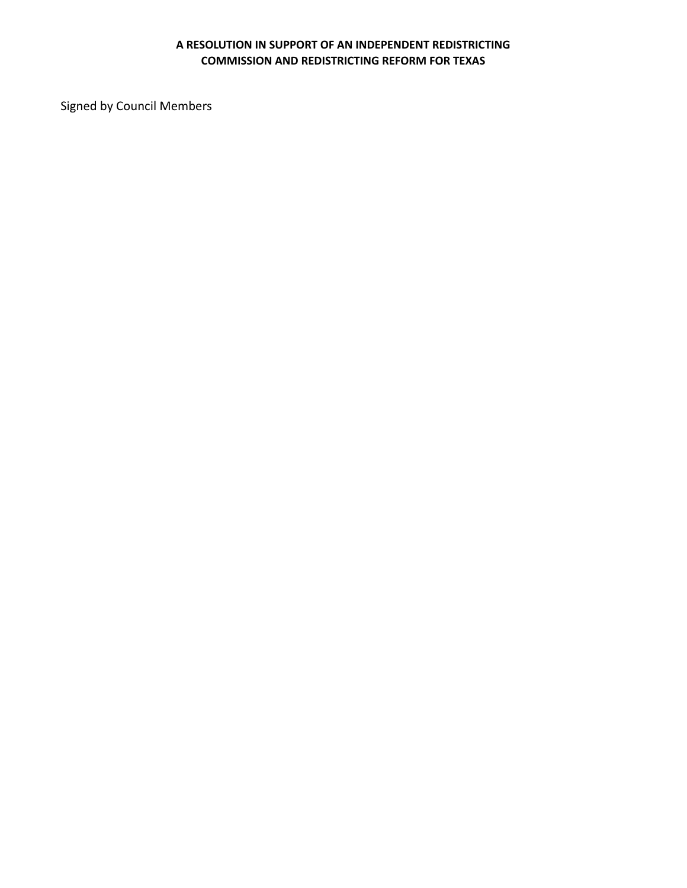**A RESOLUTION IN SUPPORT OF AN INDEPENDENT REDISTRICTING COMMISSION AND REDISTRICTING REFORM FOR TEXAS**

Signed by Council Members